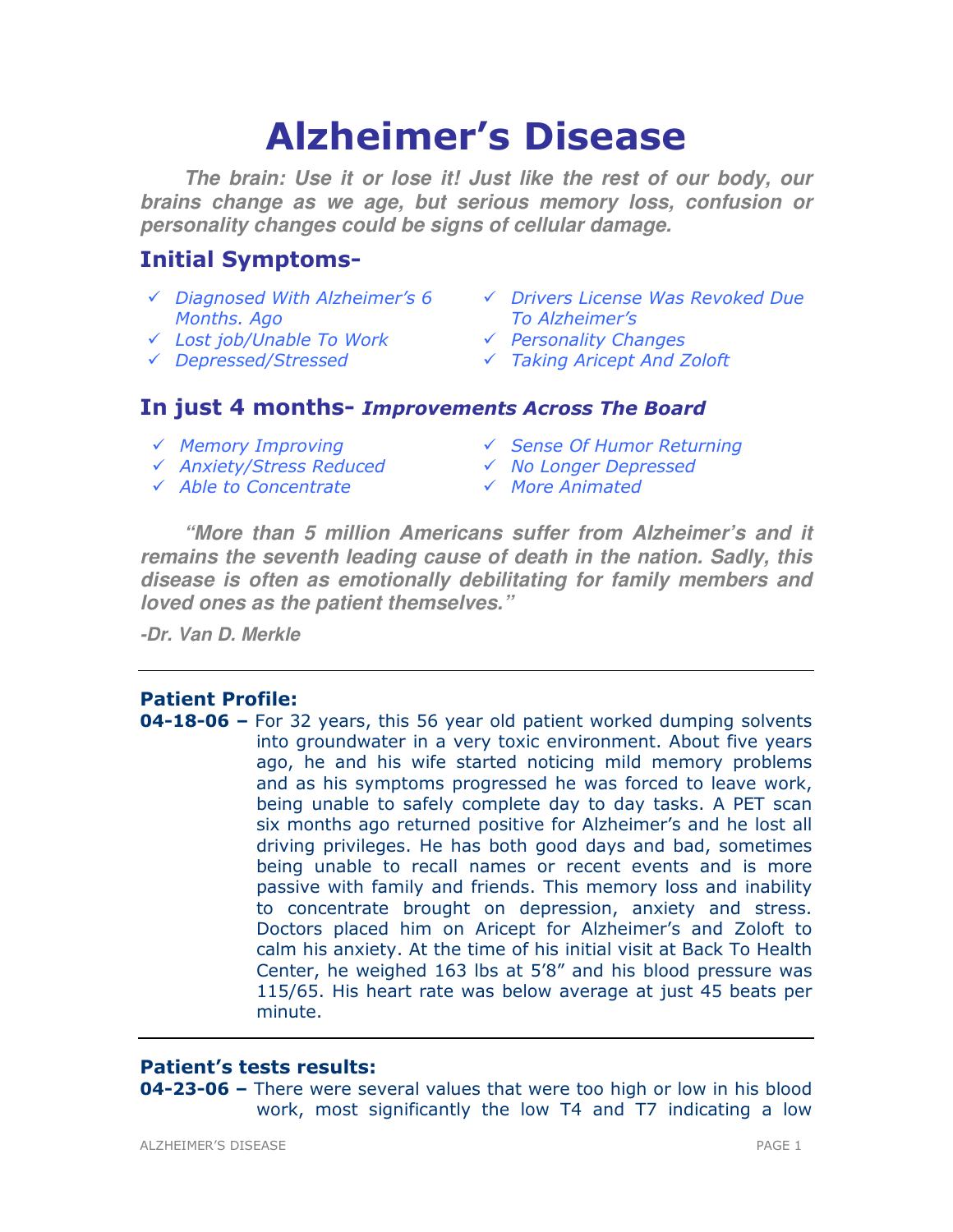# Alzheimer's Disease

***The brain: Use it or lose it! Just like the rest of our body, our brains change as we age, but serious memory loss, confusion or personality changes could be signs of cellular damage.***

## Initial Symptoms-

- ✓ *Diagnosed With Alzheimer's 6 Months. Ago*
- ✓ *Lost job/Unable To Work*
- ✓ *Depressed/Stressed*
- ✓ *Drivers License Was Revoked Due To Alzheimer's*
- ✓ *Personality Changes*
- ✓ *Taking Aricept And Zoloft*

## In just 4 months- *Improvements Across The Board*

- ✓ *Memory Improving*
- ✓ *Anxiety/Stress Reduced*
- ✓ *Able to Concentrate*
- ✓ *Sense Of Humor Returning*
- ✓ *No Longer Depressed*
- ✓ *More Animated*

***"More than 5 million Americans suffer from Alzheimer's and it remains the seventh leading cause of death in the nation. Sadly, this disease is often as emotionally debilitating for family members and loved ones as the patient themselves."***

***-Dr. Van D. Merkle***

---

### Patient Profile:

**04-18-06 –** For 32 years, this 56 year old patient worked dumping solvents into groundwater in a very toxic environment. About five years ago, he and his wife started noticing mild memory problems and as his symptoms progressed he was forced to leave work, being unable to safely complete day to day tasks. A PET scan six months ago returned positive for Alzheimer's and he lost all driving privileges. He has both good days and bad, sometimes being unable to recall names or recent events and is more passive with family and friends. This memory loss and inability to concentrate brought on depression, anxiety and stress. Doctors placed him on Aricept for Alzheimer's and Zoloft to calm his anxiety. At the time of his initial visit at Back To Health Center, he weighed 163 lbs at 5'8" and his blood pressure was 115/65. His heart rate was below average at just 45 beats per minute.

---

### Patient's tests results:

**04-23-06 –** There were several values that were too high or low in his blood work, most significantly the low T4 and T7 indicating a low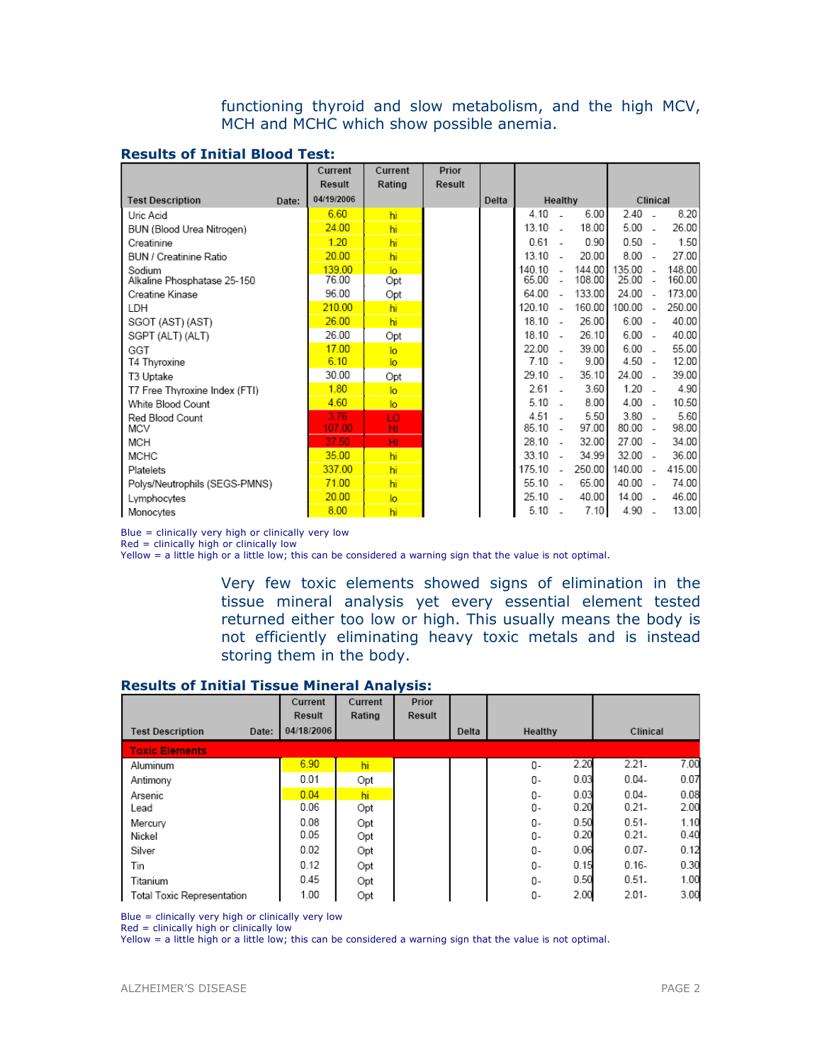functioning thyroid and slow metabolism, and the high MCV, MCH and MCHC which show possible anemia.

**Results of Initial Blood Test:**

| Test Description Date: | Current Result 04/19/2006 | Current Rating | Prior Result | Delta | Healthy | Clinical |
|---|---|---|---|---|---|---|
| Uric Acid | 6.60 | hi | | | 4.10 - 6.00 | 2.40 - 8.20 |
| BUN (Blood Urea Nitrogen) | 24.00 | hi | | | 13.10 - 18.00 | 5.00 - 26.00 |
| Creatinine | 1.20 | hi | | | 0.61 - 0.90 | 0.50 - 1.50 |
| BUN / Creatinine Ratio | 20.00 | hi | | | 13.10 - 20.00 | 8.00 - 27.00 |
| Sodium | 139.00 | lo | | | 140.10 - 144.00 | 135.00 - 148.00 |
| Alkaline Phosphatase 25-150 | 76.00 | Opt | | | 65.00 - 108.00 | 25.00 - 160.00 |
| Creatine Kinase | 96.00 | Opt | | | 64.00 - 133.00 | 24.00 - 173.00 |
| LDH | 210.00 | hi | | | 120.10 - 160.00 | 100.00 - 250.00 |
| SGOT (AST) (AST) | 26.00 | hi | | | 18.10 - 26.00 | 6.00 - 40.00 |
| SGPT (ALT) (ALT) | 26.00 | Opt | | | 18.10 - 26.10 | 6.00 - 40.00 |
| GGT | 17.00 | lo | | | 22.00 - 39.00 | 6.00 - 55.00 |
| T4 Thyroxine | 6.10 | lo | | | 7.10 - 9.00 | 4.50 - 12.00 |
| T3 Uptake | 30.00 | Opt | | | 29.10 - 35.10 | 24.00 - 39.00 |
| T7 Free Thyroxine Index (FTI) | 1.80 | lo | | | 2.61 - 3.60 | 1.20 - 4.90 |
| White Blood Count | 4.60 | lo | | | 5.10 - 8.00 | 4.00 - 10.50 |
| Red Blood Count | 3.76 | LO | | | 4.51 - 5.50 | 3.80 - 5.60 |
| MCV | 107.00 | HI | | | 85.10 - 97.00 | 80.00 - 98.00 |
| MCH | 37.50 | HI | | | 28.10 - 32.00 | 27.00 - 34.00 |
| MCHC | 35.00 | hi | | | 33.10 - 34.99 | 32.00 - 36.00 |
| Platelets | 337.00 | hi | | | 175.10 - 250.00 | 140.00 - 415.00 |
| Polys/Neutrophils (SEGS-PMNS) | 71.00 | hi | | | 55.10 - 65.00 | 40.00 - 74.00 |
| Lymphocytes | 20.00 | lo | | | 25.10 - 40.00 | 14.00 - 46.00 |
| Monocytes | 8.00 | hi | | | 5.10 - 7.10 | 4.90 - 13.00 |

Blue = clinically very high or clinically very low
Red = clinically high or clinically low
Yellow = a little high or a little low; this can be considered a warning sign that the value is not optimal.

Very few toxic elements showed signs of elimination in the tissue mineral analysis yet every essential element tested returned either too low or high. This usually means the body is not efficiently eliminating heavy toxic metals and is instead storing them in the body.

**Results of Initial Tissue Mineral Analysis:**

| Test Description Date: | Current Result 04/18/2006 | Current Rating | Prior Result | Delta | Healthy | Clinical |
|---|---|---|---|---|---|---|
| **Toxic Elements** | | | | | | |
| Aluminum | 6.90 | hi | | | 0- 2.20 | 2.21- 7.00 |
| Antimony | 0.01 | Opt | | | 0- 0.03 | 0.04- 0.07 |
| Arsenic | 0.04 | hi | | | 0- 0.03 | 0.04- 0.08 |
| Lead | 0.06 | Opt | | | 0- 0.20 | 0.21- 2.00 |
| Mercury | 0.08 | Opt | | | 0- 0.50 | 0.51- 1.10 |
| Nickel | 0.05 | Opt | | | 0- 0.20 | 0.21- 0.40 |
| Silver | 0.02 | Opt | | | 0- 0.06 | 0.07- 0.12 |
| Tin | 0.12 | Opt | | | 0- 0.15 | 0.16- 0.30 |
| Titanium | 0.45 | Opt | | | 0- 0.50 | 0.51- 1.00 |
| Total Toxic Representation | 1.00 | Opt | | | 0- 2.00 | 2.01- 3.00 |

Blue = clinically very high or clinically very low
Red = clinically high or clinically low
Yellow = a little high or a little low; this can be considered a warning sign that the value is not optimal.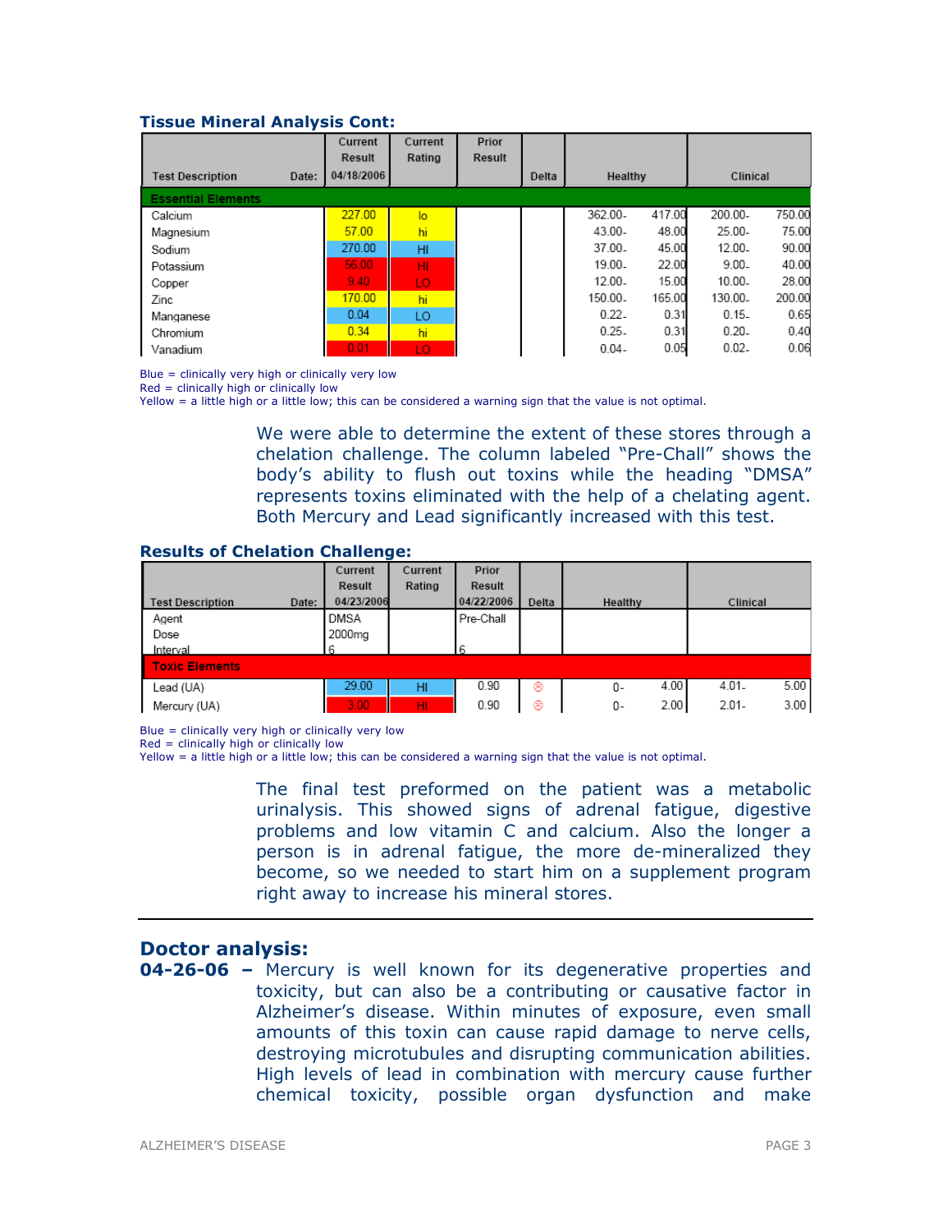### Tissue Mineral Analysis Cont:

| Test Description | Date: | Current Result 04/18/2006 | Current Rating | Prior Result | Delta | Healthy | | Clinical | |
|---|---|---|---|---|---|---|---|---|---|
| **Essential Elements** | | | | | | | | | |
| Calcium | | 227.00 | lo | | | 362.00- | 417.00 | 200.00- | 750.00 |
| Magnesium | | 57.00 | hi | | | 43.00- | 48.00 | 25.00- | 75.00 |
| Sodium | | 270.00 | HI | | | 37.00- | 45.00 | 12.00- | 90.00 |
| Potassium | | 56.00 | HI | | | 19.00- | 22.00 | 9.00- | 40.00 |
| Copper | | 9.40 | LO | | | 12.00- | 15.00 | 10.00- | 28.00 |
| Zinc | | 170.00 | hi | | | 150.00- | 165.00 | 130.00- | 200.00 |
| Manganese | | 0.04 | LO | | | 0.22- | 0.31 | 0.15- | 0.65 |
| Chromium | | 0.34 | hi | | | 0.25- | 0.31 | 0.20- | 0.40 |
| Vanadium | | 0.01 | LO | | | 0.04- | 0.05 | 0.02- | 0.06 |

Blue = clinically very high or clinically very low
Red = clinically high or clinically low
Yellow = a little high or a little low; this can be considered a warning sign that the value is not optimal.

We were able to determine the extent of these stores through a chelation challenge. The column labeled "Pre-Chall" shows the body's ability to flush out toxins while the heading "DMSA" represents toxins eliminated with the help of a chelating agent. Both Mercury and Lead significantly increased with this test.

### Results of Chelation Challenge:

| Test Description | Date: | Current Result 04/23/2006 | Current Rating | Prior Result 04/22/2006 | Delta | Healthy | | Clinical | |
|---|---|---|---|---|---|---|---|---|---|
| Agent | | DMSA | | Pre-Chall | | | | | |
| Dose | | 2000mg | | | | | | | |
| Interval | | 6 | | 6 | | | | | |
| **Toxic Elements** | | | | | | | | | |
| Lead (UA) | | 29.00 | HI | 0.90 | ☹ | 0- | 4.00 | 4.01- | 5.00 |
| Mercury (UA) | | 3.00 | HI | 0.90 | ☹ | 0- | 2.00 | 2.01- | 3.00 |

Blue = clinically very high or clinically very low
Red = clinically high or clinically low
Yellow = a little high or a little low; this can be considered a warning sign that the value is not optimal.

The final test preformed on the patient was a metabolic urinalysis. This showed signs of adrenal fatigue, digestive problems and low vitamin C and calcium. Also the longer a person is in adrenal fatigue, the more de-mineralized they become, so we needed to start him on a supplement program right away to increase his mineral stores.

---

## Doctor analysis:

**04-26-06 –** Mercury is well known for its degenerative properties and toxicity, but can also be a contributing or causative factor in Alzheimer's disease. Within minutes of exposure, even small amounts of this toxin can cause rapid damage to nerve cells, destroying microtubules and disrupting communication abilities. High levels of lead in combination with mercury cause further chemical toxicity, possible organ dysfunction and make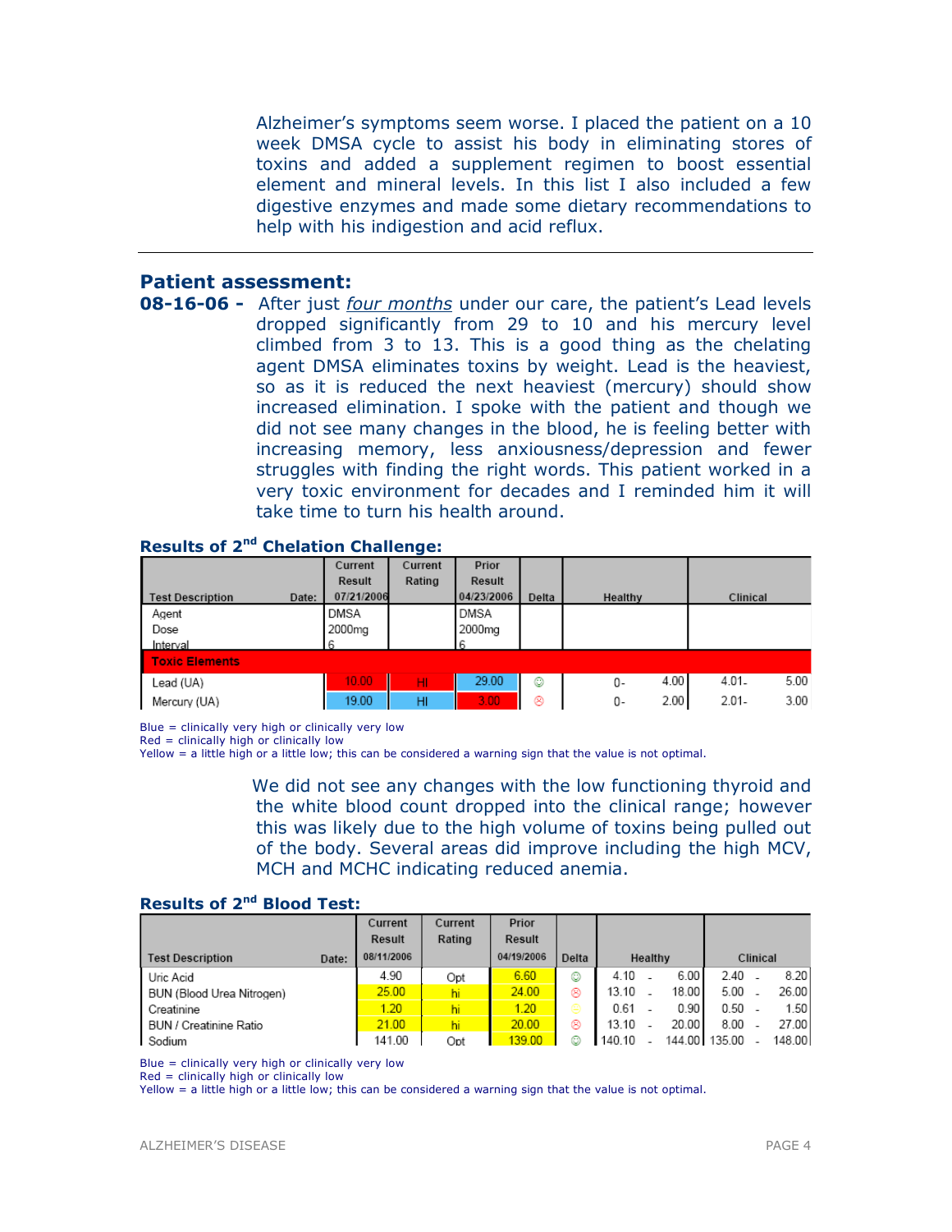Alzheimer's symptoms seem worse. I placed the patient on a 10 week DMSA cycle to assist his body in eliminating stores of toxins and added a supplement regimen to boost essential element and mineral levels. In this list I also included a few digestive enzymes and made some dietary recommendations to help with his indigestion and acid reflux.

---

## Patient assessment:

**08-16-06 -** After just *four months* under our care, the patient's Lead levels dropped significantly from 29 to 10 and his mercury level climbed from 3 to 13. This is a good thing as the chelating agent DMSA eliminates toxins by weight. Lead is the heaviest, so as it is reduced the next heaviest (mercury) should show increased elimination. I spoke with the patient and though we did not see many changes in the blood, he is feeling better with increasing memory, less anxiousness/depression and fewer struggles with finding the right words. This patient worked in a very toxic environment for decades and I reminded him it will take time to turn his health around.

### Results of 2nd Chelation Challenge:

| Test Description | Current Result 07/21/2006 | Current Rating | Prior Result 04/23/2006 | Delta | Healthy | | Clinical | |
|---|---|---|---|---|---|---|---|---|
| Agent | DMSA | | DMSA | | | | | |
| Dose | 2000mg | | 2000mg | | | | | |
| Interval | 6 | | 6 | | | | | |
| **Toxic Elements** | | | | | | | | |
| Lead (UA) | 10.00 | HI | 29.00 | ☺ | 0- | 4.00 | 4.01- | 5.00 |
| Mercury (UA) | 19.00 | HI | 3.00 | ☹ | 0- | 2.00 | 2.01- | 3.00 |

Blue = clinically very high or clinically very low
Red = clinically high or clinically low
Yellow = a little high or a little low; this can be considered a warning sign that the value is not optimal.

We did not see any changes with the low functioning thyroid and the white blood count dropped into the clinical range; however this was likely due to the high volume of toxins being pulled out of the body. Several areas did improve including the high MCV, MCH and MCHC indicating reduced anemia.

### Results of 2nd Blood Test:

| Test Description | Current Result 08/11/2006 | Current Rating | Prior Result 04/19/2006 | Delta | Healthy | | Clinical | |
|---|---|---|---|---|---|---|---|---|
| Uric Acid | 4.90 | Opt | 6.60 | ☺ | 4.10 - | 6.00 | 2.40 - | 8.20 |
| BUN (Blood Urea Nitrogen) | 25.00 | hi | 24.00 | ☹ | 13.10 - | 18.00 | 5.00 - | 26.00 |
| Creatinine | 1.20 | hi | 1.20 | ☺ | 0.61 - | 0.90 | 0.50 - | 1.50 |
| BUN / Creatinine Ratio | 21.00 | hi | 20.00 | ☹ | 13.10 - | 20.00 | 8.00 - | 27.00 |
| Sodium | 141.00 | Opt | 139.00 | ☺ | 140.10 - | 144.00 | 135.00 - | 148.00 |

Blue = clinically very high or clinically very low
Red = clinically high or clinically low
Yellow = a little high or a little low; this can be considered a warning sign that the value is not optimal.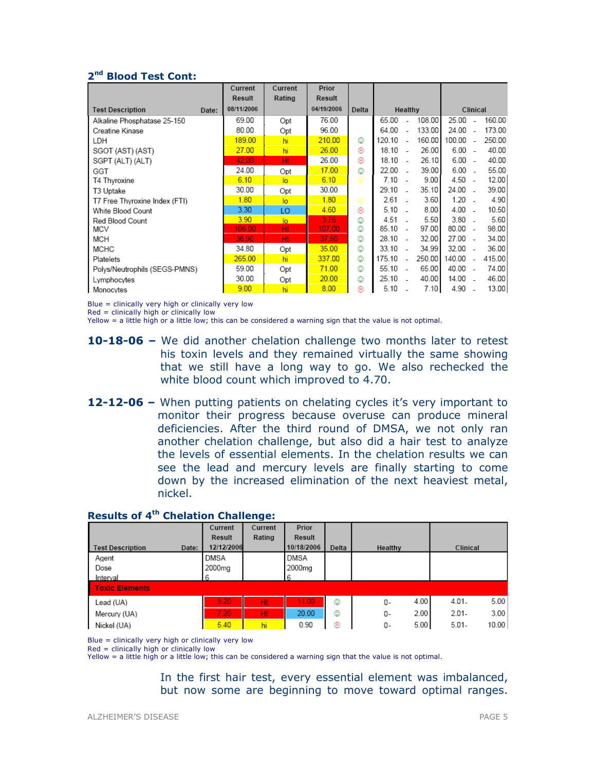## 2nd Blood Test Cont:

| Test Description | Current Result 08/11/2006 | Current Rating | Prior Result 04/19/2006 | Delta | Healthy | | | Clinical | | |
|---|---|---|---|---|---|---|---|---|---|---|
| Alkaline Phosphatase 25-150 | 69.00 | Opt | 76.00 | | 65.00 | - | 108.00 | 25.00 | - | 160.00 |
| Creatine Kinase | 80.00 | Opt | 96.00 | | 64.00 | - | 133.00 | 24.00 | - | 173.00 |
| LDH | 189.00 | hi | 210.00 | ☺ | 120.10 | - | 160.00 | 100.00 | - | 250.00 |
| SGOT (AST) (AST) | 27.00 | hi | 26.00 | ☹ | 18.10 | - | 26.00 | 6.00 | - | 40.00 |
| SGPT (ALT) (ALT) | 42.00 | HI | 26.00 | ☹ | 18.10 | - | 26.10 | 6.00 | - | 40.00 |
| GGT | 24.00 | Opt | 17.00 | ☺ | 22.00 | - | 39.00 | 6.00 | - | 55.00 |
| T4 Thyroxine | 6.10 | lo | 6.10 | ☺ | 7.10 | - | 9.00 | 4.50 | - | 12.00 |
| T3 Uptake | 30.00 | Opt | 30.00 | | 29.10 | - | 35.10 | 24.00 | - | 39.00 |
| T7 Free Thyroxine Index (FTI) | 1.80 | lo | 1.80 | ☺ | 2.61 | - | 3.60 | 1.20 | - | 4.90 |
| White Blood Count | 3.30 | LO | 4.60 | ☹ | 5.10 | - | 8.00 | 4.00 | - | 10.50 |
| Red Blood Count | 3.90 | lo | 3.76 | ☺ | 4.51 | - | 5.50 | 3.80 | - | 5.60 |
| MCV | 106.00 | HI | 107.00 | ☺ | 85.10 | - | 97.00 | 80.00 | - | 98.00 |
| MCH | 36.90 | HI | 37.50 | ☺ | 28.10 | - | 32.00 | 27.00 | - | 34.00 |
| MCHC | 34.80 | Opt | 35.00 | ☺ | 33.10 | - | 34.99 | 32.00 | - | 36.00 |
| Platelets | 265.00 | hi | 337.00 | ☺ | 175.10 | - | 250.00 | 140.00 | - | 415.00 |
| Polys/Neutrophils (SEGS-PMNS) | 59.00 | Opt | 71.00 | ☺ | 55.10 | - | 65.00 | 40.00 | - | 74.00 |
| Lymphocytes | 30.00 | Opt | 20.00 | ☺ | 25.10 | - | 40.00 | 14.00 | - | 46.00 |
| Monocytes | 9.00 | hi | 8.00 | ☹ | 5.10 | - | 7.10 | 4.90 | - | 13.00 |

Blue = clinically very high or clinically very low
Red = clinically high or clinically low
Yellow = a little high or a little low; this can be considered a warning sign that the value is not optimal.

**10-18-06 –** We did another chelation challenge two months later to retest his toxin levels and they remained virtually the same showing that we still have a long way to go. We also rechecked the white blood count which improved to 4.70.

**12-12-06 –** When putting patients on chelating cycles it's very important to monitor their progress because overuse can produce mineral deficiencies. After the third round of DMSA, we not only ran another chelation challenge, but also did a hair test to analyze the levels of essential elements. In the chelation results we can see the lead and mercury levels are finally starting to come down by the increased elimination of the next heaviest metal, nickel.

## Results of 4th Chelation Challenge:

| Test Description | Current Result 12/12/2006 | Current Rating | Prior Result 10/18/2006 | Delta | Healthy | | Clinical | |
|---|---|---|---|---|---|---|---|---|
| Agent | DMSA | | DMSA | | | | | |
| Dose | 2000mg | | 2000mg | | | | | |
| Interval | 6 | | 6 | | | | | |
| **Toxic Elements** | | | | | | | | |
| Lead (UA) | 9.20 | HI | 11.00 | ☺ | 0- | 4.00 | 4.01- | 5.00 |
| Mercury (UA) | 7.20 | HI | 20.00 | ☺ | 0- | 2.00 | 2.01- | 3.00 |
| Nickel (UA) | 5.40 | hi | 0.90 | ☹ | 0- | 5.00 | 5.01- | 10.00 |

Blue = clinically very high or clinically very low
Red = clinically high or clinically low
Yellow = a little high or a little low; this can be considered a warning sign that the value is not optimal.

In the first hair test, every essential element was imbalanced, but now some are beginning to move toward optimal ranges.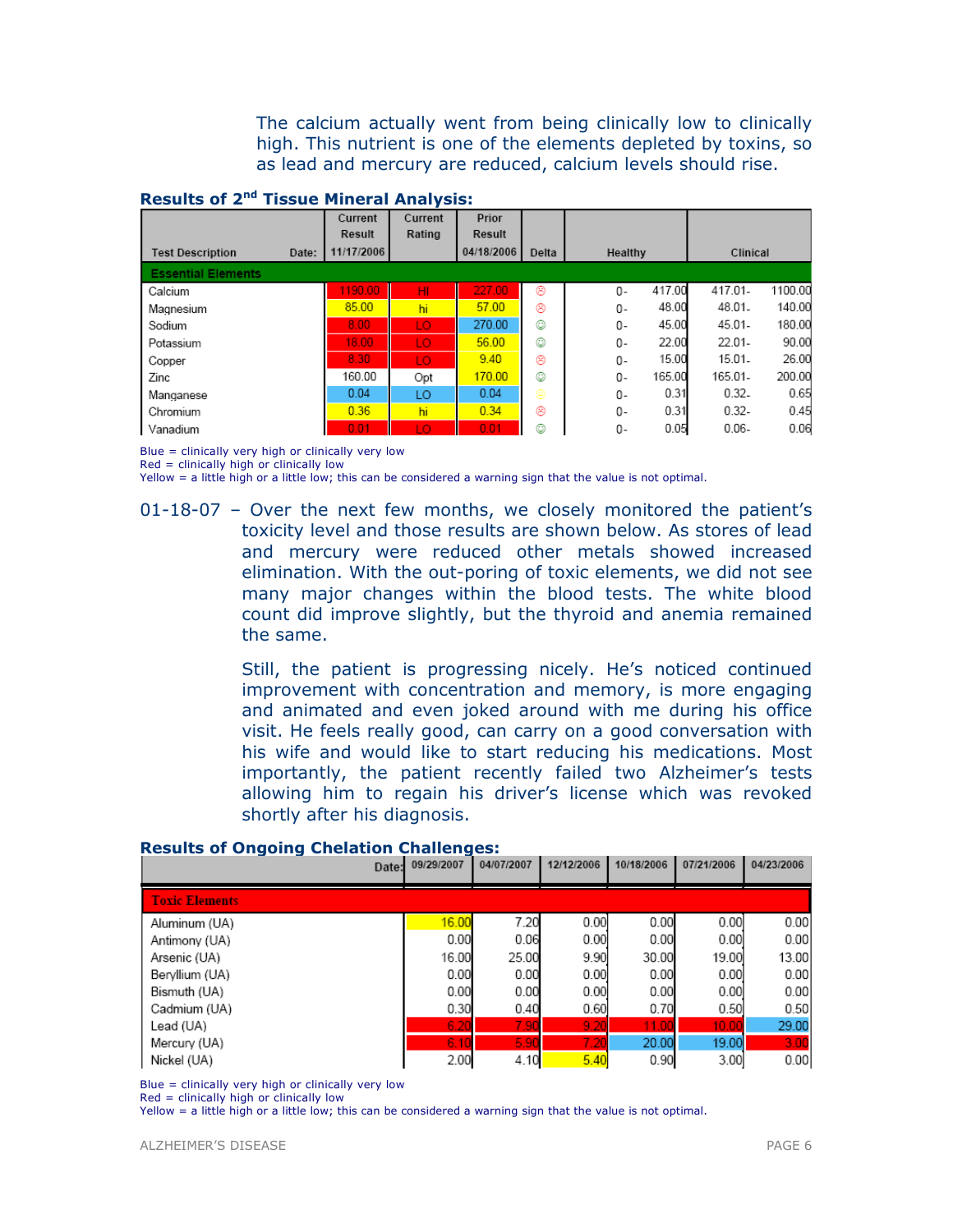The calcium actually went from being clinically low to clinically high. This nutrient is one of the elements depleted by toxins, so as lead and mercury are reduced, calcium levels should rise.

**Results of 2nd Tissue Mineral Analysis:**

| Test Description | Current Result 11/17/2006 | Current Rating | Prior Result 04/18/2006 | Delta | Healthy | | Clinical | |
|---|---|---|---|---|---|---|---|---|
| **Essential Elements** | | | | | | | | |
| Calcium | 1190.00 | HI | 227.00 | ☹ | 0- | 417.00 | 417.01- | 1100.00 |
| Magnesium | 85.00 | hi | 57.00 | ☹ | 0- | 48.00 | 48.01- | 140.00 |
| Sodium | 8.00 | LO | 270.00 | ☺ | 0- | 45.00 | 45.01- | 180.00 |
| Potassium | 18.00 | LO | 56.00 | ☺ | 0- | 22.00 | 22.01- | 90.00 |
| Copper | 8.30 | LO | 9.40 | ☹ | 0- | 15.00 | 15.01- | 26.00 |
| Zinc | 160.00 | Opt | 170.00 | ☺ | 0- | 165.00 | 165.01- | 200.00 |
| Manganese | 0.04 | LO | 0.04 | ☺ | 0- | 0.31 | 0.32- | 0.65 |
| Chromium | 0.36 | hi | 0.34 | ☹ | 0- | 0.31 | 0.32- | 0.45 |
| Vanadium | 0.01 | LO | 0.01 | ☺ | 0- | 0.05 | 0.06- | 0.06 |

Blue = clinically very high or clinically very low
Red = clinically high or clinically low
Yellow = a little high or a little low; this can be considered a warning sign that the value is not optimal.

01-18-07 – Over the next few months, we closely monitored the patient's toxicity level and those results are shown below. As stores of lead and mercury were reduced other metals showed increased elimination. With the out-poring of toxic elements, we did not see many major changes within the blood tests. The white blood count did improve slightly, but the thyroid and anemia remained the same.

Still, the patient is progressing nicely. He's noticed continued improvement with concentration and memory, is more engaging and animated and even joked around with me during his office visit. He feels really good, can carry on a good conversation with his wife and would like to start reducing his medications. Most importantly, the patient recently failed two Alzheimer's tests allowing him to regain his driver's license which was revoked shortly after his diagnosis.

**Results of Ongoing Chelation Challenges:**

| Date: | 09/29/2007 | 04/07/2007 | 12/12/2006 | 10/18/2006 | 07/21/2006 | 04/23/2006 |
|---|---|---|---|---|---|---|
| **Toxic Elements** | | | | | | |
| Aluminum (UA) | 16.00 | 7.20 | 0.00 | 0.00 | 0.00 | 0.00 |
| Antimony (UA) | 0.00 | 0.06 | 0.00 | 0.00 | 0.00 | 0.00 |
| Arsenic (UA) | 16.00 | 25.00 | 9.90 | 30.00 | 19.00 | 13.00 |
| Beryllium (UA) | 0.00 | 0.00 | 0.00 | 0.00 | 0.00 | 0.00 |
| Bismuth (UA) | 0.00 | 0.00 | 0.00 | 0.00 | 0.00 | 0.00 |
| Cadmium (UA) | 0.30 | 0.40 | 0.60 | 0.70 | 0.50 | 0.50 |
| Lead (UA) | 6.20 | 7.90 | 9.20 | 11.00 | 10.00 | 29.00 |
| Mercury (UA) | 6.10 | 5.90 | 7.20 | 20.00 | 19.00 | 3.00 |
| Nickel (UA) | 2.00 | 4.10 | 5.40 | 0.90 | 3.00 | 0.00 |

Blue = clinically very high or clinically very low
Red = clinically high or clinically low
Yellow = a little high or a little low; this can be considered a warning sign that the value is not optimal.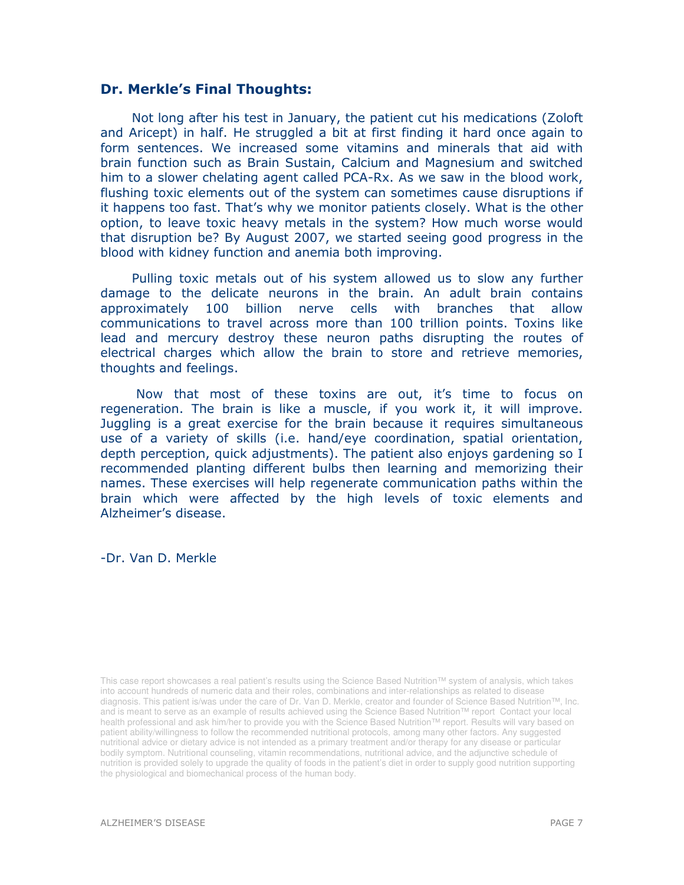## Dr. Merkle's Final Thoughts:

Not long after his test in January, the patient cut his medications (Zoloft and Aricept) in half. He struggled a bit at first finding it hard once again to form sentences. We increased some vitamins and minerals that aid with brain function such as Brain Sustain, Calcium and Magnesium and switched him to a slower chelating agent called PCA-Rx. As we saw in the blood work, flushing toxic elements out of the system can sometimes cause disruptions if it happens too fast. That's why we monitor patients closely. What is the other option, to leave toxic heavy metals in the system? How much worse would that disruption be? By August 2007, we started seeing good progress in the blood with kidney function and anemia both improving.

Pulling toxic metals out of his system allowed us to slow any further damage to the delicate neurons in the brain. An adult brain contains approximately 100 billion nerve cells with branches that allow communications to travel across more than 100 trillion points. Toxins like lead and mercury destroy these neuron paths disrupting the routes of electrical charges which allow the brain to store and retrieve memories, thoughts and feelings.

Now that most of these toxins are out, it's time to focus on regeneration. The brain is like a muscle, if you work it, it will improve. Juggling is a great exercise for the brain because it requires simultaneous use of a variety of skills (i.e. hand/eye coordination, spatial orientation, depth perception, quick adjustments). The patient also enjoys gardening so I recommended planting different bulbs then learning and memorizing their names. These exercises will help regenerate communication paths within the brain which were affected by the high levels of toxic elements and Alzheimer's disease.

-Dr. Van D. Merkle

This case report showcases a real patient's results using the Science Based Nutrition™ system of analysis, which takes into account hundreds of numeric data and their roles, combinations and inter-relationships as related to disease diagnosis. This patient is/was under the care of Dr. Van D. Merkle, creator and founder of Science Based Nutrition™, Inc. and is meant to serve as an example of results achieved using the Science Based Nutrition™ report Contact your local health professional and ask him/her to provide you with the Science Based Nutrition™ report. Results will vary based on patient ability/willingness to follow the recommended nutritional protocols, among many other factors. Any suggested nutritional advice or dietary advice is not intended as a primary treatment and/or therapy for any disease or particular bodily symptom. Nutritional counseling, vitamin recommendations, nutritional advice, and the adjunctive schedule of nutrition is provided solely to upgrade the quality of foods in the patient's diet in order to supply good nutrition supporting the physiological and biomechanical process of the human body.